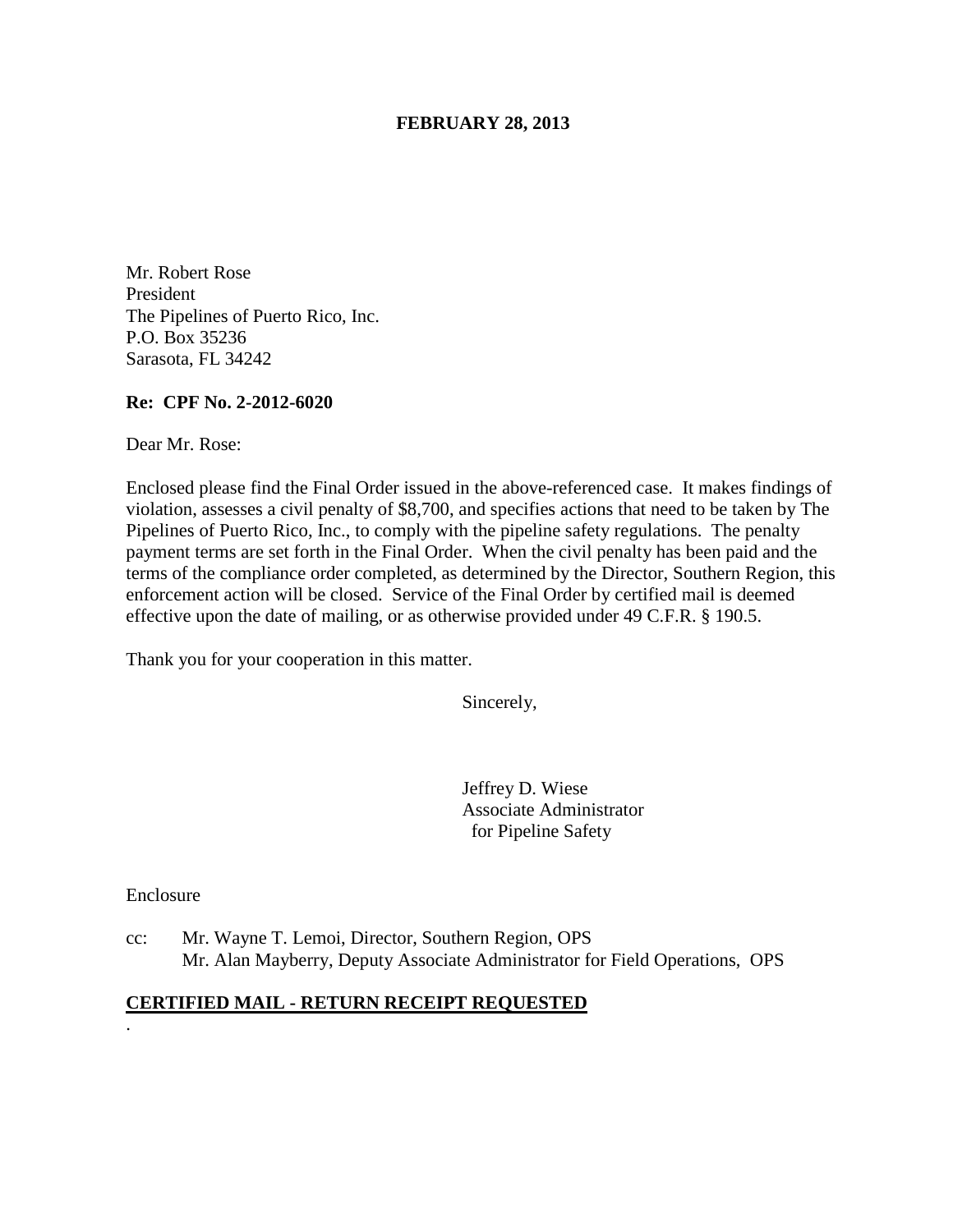**FEBRUARY 28, 2013**

Mr. Robert Rose
President
The Pipelines of Puerto Rico, Inc.
P.O. Box 35236
Sarasota, FL 34242

**Re: CPF No. 2-2012-6020**

Dear Mr. Rose:

Enclosed please find the Final Order issued in the above-referenced case. It makes findings of violation, assesses a civil penalty of $8,700, and specifies actions that need to be taken by The Pipelines of Puerto Rico, Inc., to comply with the pipeline safety regulations. The penalty payment terms are set forth in the Final Order. When the civil penalty has been paid and the terms of the compliance order completed, as determined by the Director, Southern Region, this enforcement action will be closed. Service of the Final Order by certified mail is deemed effective upon the date of mailing, or as otherwise provided under 49 C.F.R. § 190.5.

Thank you for your cooperation in this matter.

Sincerely,

Jeffrey D. Wiese
Associate Administrator
for Pipeline Safety

Enclosure

cc: Mr. Wayne T. Lemoi, Director, Southern Region, OPS
Mr. Alan Mayberry, Deputy Associate Administrator for Field Operations, OPS

**CERTIFIED MAIL - RETURN RECEIPT REQUESTED**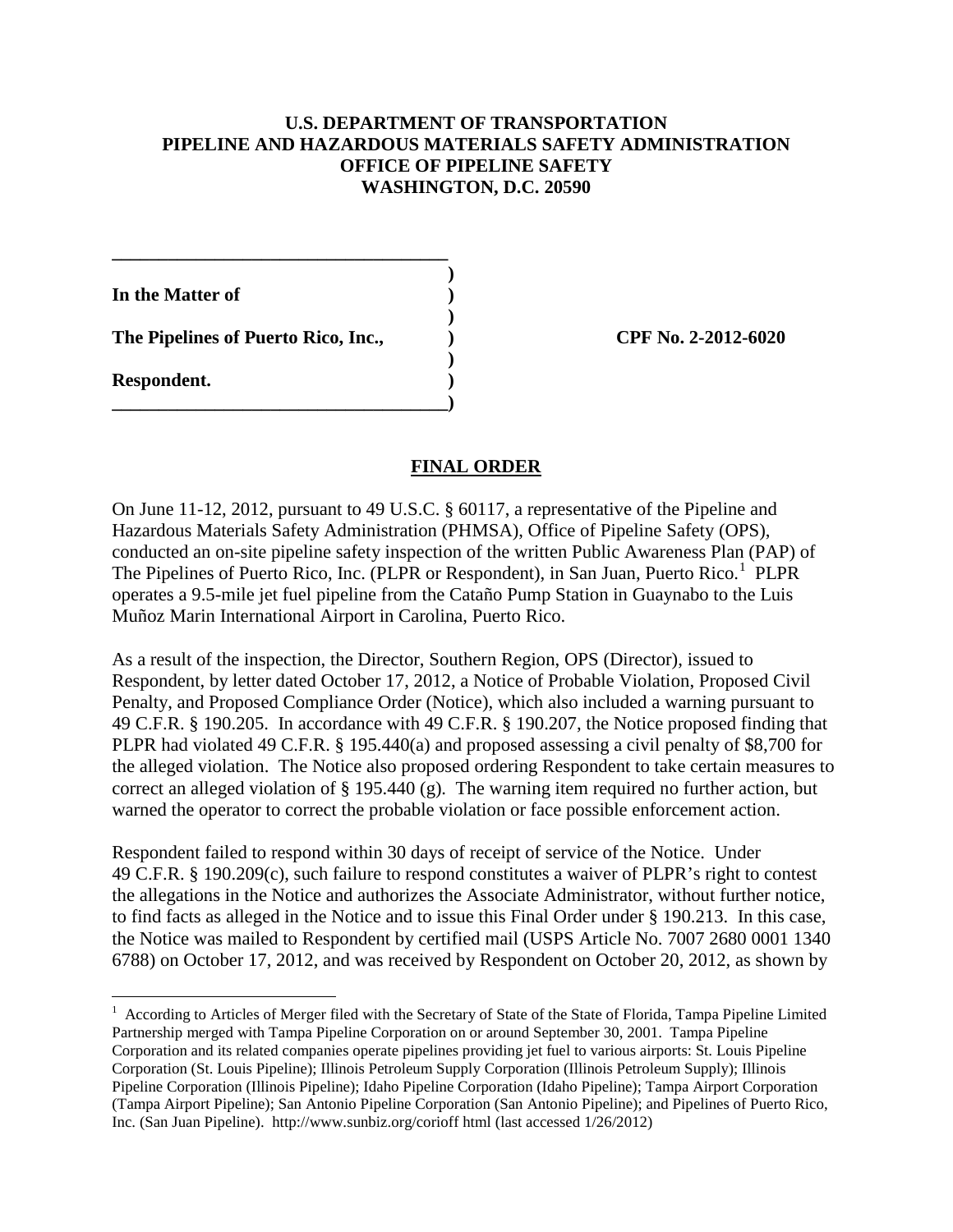**U.S. DEPARTMENT OF TRANSPORTATION**
**PIPELINE AND HAZARDOUS MATERIALS SAFETY ADMINISTRATION**
**OFFICE OF PIPELINE SAFETY**
**WASHINGTON, D.C. 20590**

| | | |
|---|---|---|
| **In the Matter of** | ) | |
| **The Pipelines of Puerto Rico, Inc.,** | ) | **CPF No. 2-2012-6020** |
| **Respondent.** | ) | |

## FINAL ORDER

On June 11-12, 2012, pursuant to 49 U.S.C. § 60117, a representative of the Pipeline and Hazardous Materials Safety Administration (PHMSA), Office of Pipeline Safety (OPS), conducted an on-site pipeline safety inspection of the written Public Awareness Plan (PAP) of The Pipelines of Puerto Rico, Inc. (PLPR or Respondent), in San Juan, Puerto Rico.[1] PLPR operates a 9.5-mile jet fuel pipeline from the Cataño Pump Station in Guaynabo to the Luis Muñoz Marin International Airport in Carolina, Puerto Rico.

As a result of the inspection, the Director, Southern Region, OPS (Director), issued to Respondent, by letter dated October 17, 2012, a Notice of Probable Violation, Proposed Civil Penalty, and Proposed Compliance Order (Notice), which also included a warning pursuant to 49 C.F.R. § 190.205. In accordance with 49 C.F.R. § 190.207, the Notice proposed finding that PLPR had violated 49 C.F.R. § 195.440(a) and proposed assessing a civil penalty of $8,700 for the alleged violation. The Notice also proposed ordering Respondent to take certain measures to correct an alleged violation of § 195.440 (g). The warning item required no further action, but warned the operator to correct the probable violation or face possible enforcement action.

Respondent failed to respond within 30 days of receipt of service of the Notice. Under 49 C.F.R. § 190.209(c), such failure to respond constitutes a waiver of PLPR's right to contest the allegations in the Notice and authorizes the Associate Administrator, without further notice, to find facts as alleged in the Notice and to issue this Final Order under § 190.213. In this case, the Notice was mailed to Respondent by certified mail (USPS Article No. 7007 2680 0001 1340 6788) on October 17, 2012, and was received by Respondent on October 20, 2012, as shown by

---

[1] According to Articles of Merger filed with the Secretary of State of the State of Florida, Tampa Pipeline Limited Partnership merged with Tampa Pipeline Corporation on or around September 30, 2001. Tampa Pipeline Corporation and its related companies operate pipelines providing jet fuel to various airports: St. Louis Pipeline Corporation (St. Louis Pipeline); Illinois Petroleum Supply Corporation (Illinois Petroleum Supply); Illinois Pipeline Corporation (Illinois Pipeline); Idaho Pipeline Corporation (Idaho Pipeline); Tampa Airport Corporation (Tampa Airport Pipeline); San Antonio Pipeline Corporation (San Antonio Pipeline); and Pipelines of Puerto Rico, Inc. (San Juan Pipeline). http://www.sunbiz.org/corioff html (last accessed 1/26/2012)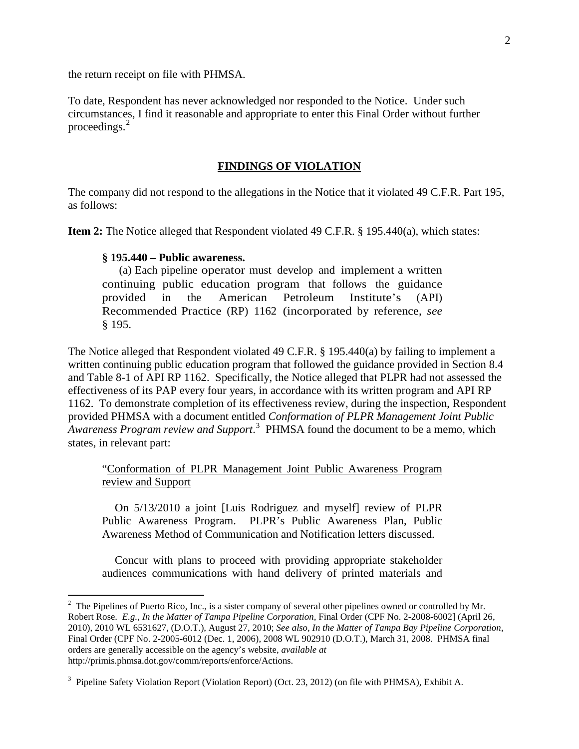the return receipt on file with PHMSA.

To date, Respondent has never acknowledged nor responded to the Notice. Under such circumstances, I find it reasonable and appropriate to enter this Final Order without further proceedings.[2]

## FINDINGS OF VIOLATION

The company did not respond to the allegations in the Notice that it violated 49 C.F.R. Part 195, as follows:

**Item 2:** The Notice alleged that Respondent violated 49 C.F.R. § 195.440(a), which states:

> **§ 195.440 – Public awareness.**
>
> (a) Each pipeline operator must develop and implement a written continuing public education program that follows the guidance provided in the American Petroleum Institute's (API) Recommended Practice (RP) 1162 (incorporated by reference, *see* § 195.

The Notice alleged that Respondent violated 49 C.F.R. § 195.440(a) by failing to implement a written continuing public education program that followed the guidance provided in Section 8.4 and Table 8-1 of API RP 1162. Specifically, the Notice alleged that PLPR had not assessed the effectiveness of its PAP every four years, in accordance with its written program and API RP 1162. To demonstrate completion of its effectiveness review, during the inspection, Respondent provided PHMSA with a document entitled *Conformation of PLPR Management Joint Public Awareness Program review and Support*.[3] PHMSA found the document to be a memo, which states, in relevant part:

> "Conformation of PLPR Management Joint Public Awareness Program review and Support
>
> On 5/13/2010 a joint [Luis Rodriguez and myself] review of PLPR Public Awareness Program. PLPR's Public Awareness Plan, Public Awareness Method of Communication and Notification letters discussed.
>
> Concur with plans to proceed with providing appropriate stakeholder audiences communications with hand delivery of printed materials and

---

[2] The Pipelines of Puerto Rico, Inc., is a sister company of several other pipelines owned or controlled by Mr. Robert Rose. *E.g., In the Matter of Tampa Pipeline Corporation*, Final Order (CPF No. 2-2008-6002] (April 26, 2010), 2010 WL 6531627, (D.O.T.), August 27, 2010; *See also, In the Matter of Tampa Bay Pipeline Corporation,* Final Order (CPF No. 2-2005-6012 (Dec. 1, 2006), 2008 WL 902910 (D.O.T.), March 31, 2008. PHMSA final orders are generally accessible on the agency's website, *available at* http://primis.phmsa.dot.gov/comm/reports/enforce/Actions.

[3] Pipeline Safety Violation Report (Violation Report) (Oct. 23, 2012) (on file with PHMSA), Exhibit A.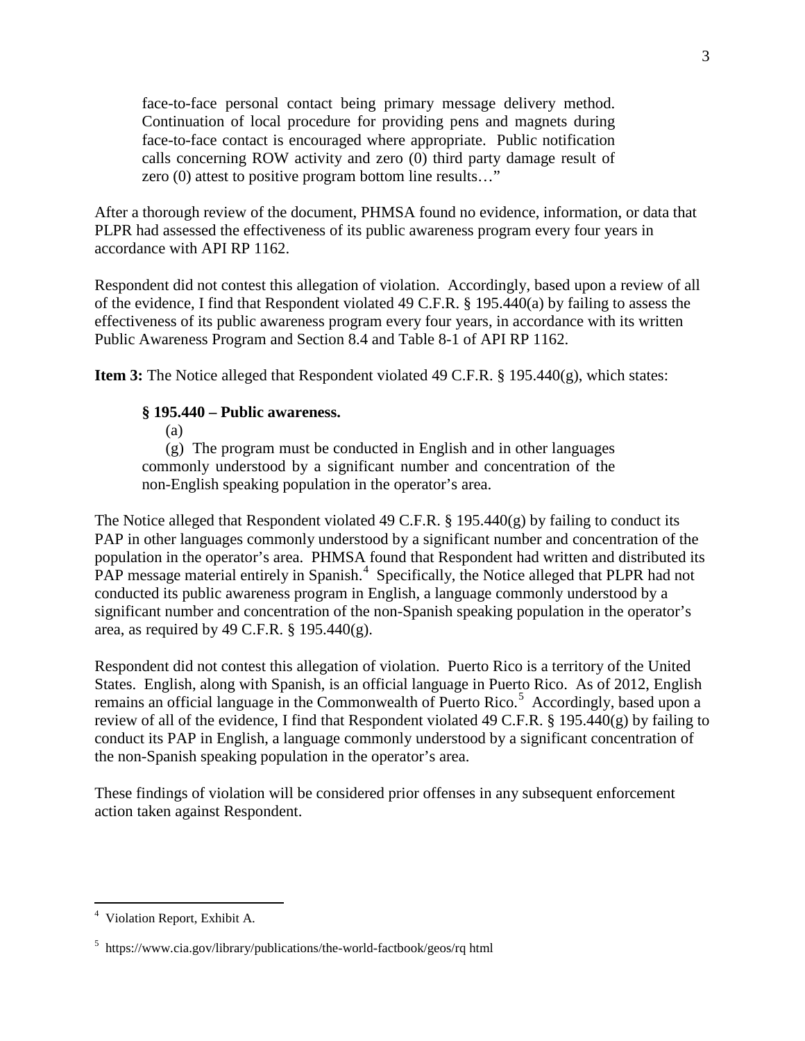> face-to-face personal contact being primary message delivery method. Continuation of local procedure for providing pens and magnets during face-to-face contact is encouraged where appropriate. Public notification calls concerning ROW activity and zero (0) third party damage result of zero (0) attest to positive program bottom line results…"

After a thorough review of the document, PHMSA found no evidence, information, or data that PLPR had assessed the effectiveness of its public awareness program every four years in accordance with API RP 1162.

Respondent did not contest this allegation of violation. Accordingly, based upon a review of all of the evidence, I find that Respondent violated 49 C.F.R. § 195.440(a) by failing to assess the effectiveness of its public awareness program every four years, in accordance with its written Public Awareness Program and Section 8.4 and Table 8-1 of API RP 1162.

**Item 3:** The Notice alleged that Respondent violated 49 C.F.R. § 195.440(g), which states:

> **§ 195.440 – Public awareness.**
>
> (a)
>
> (g) The program must be conducted in English and in other languages commonly understood by a significant number and concentration of the non-English speaking population in the operator's area.

The Notice alleged that Respondent violated 49 C.F.R. § 195.440(g) by failing to conduct its PAP in other languages commonly understood by a significant number and concentration of the population in the operator's area. PHMSA found that Respondent had written and distributed its PAP message material entirely in Spanish.[4] Specifically, the Notice alleged that PLPR had not conducted its public awareness program in English, a language commonly understood by a significant number and concentration of the non-Spanish speaking population in the operator's area, as required by 49 C.F.R. § 195.440(g).

Respondent did not contest this allegation of violation. Puerto Rico is a territory of the United States. English, along with Spanish, is an official language in Puerto Rico. As of 2012, English remains an official language in the Commonwealth of Puerto Rico.[5] Accordingly, based upon a review of all of the evidence, I find that Respondent violated 49 C.F.R. § 195.440(g) by failing to conduct its PAP in English, a language commonly understood by a significant concentration of the non-Spanish speaking population in the operator's area.

These findings of violation will be considered prior offenses in any subsequent enforcement action taken against Respondent.

---

[4] Violation Report, Exhibit A.

[5] https://www.cia.gov/library/publications/the-world-factbook/geos/rq html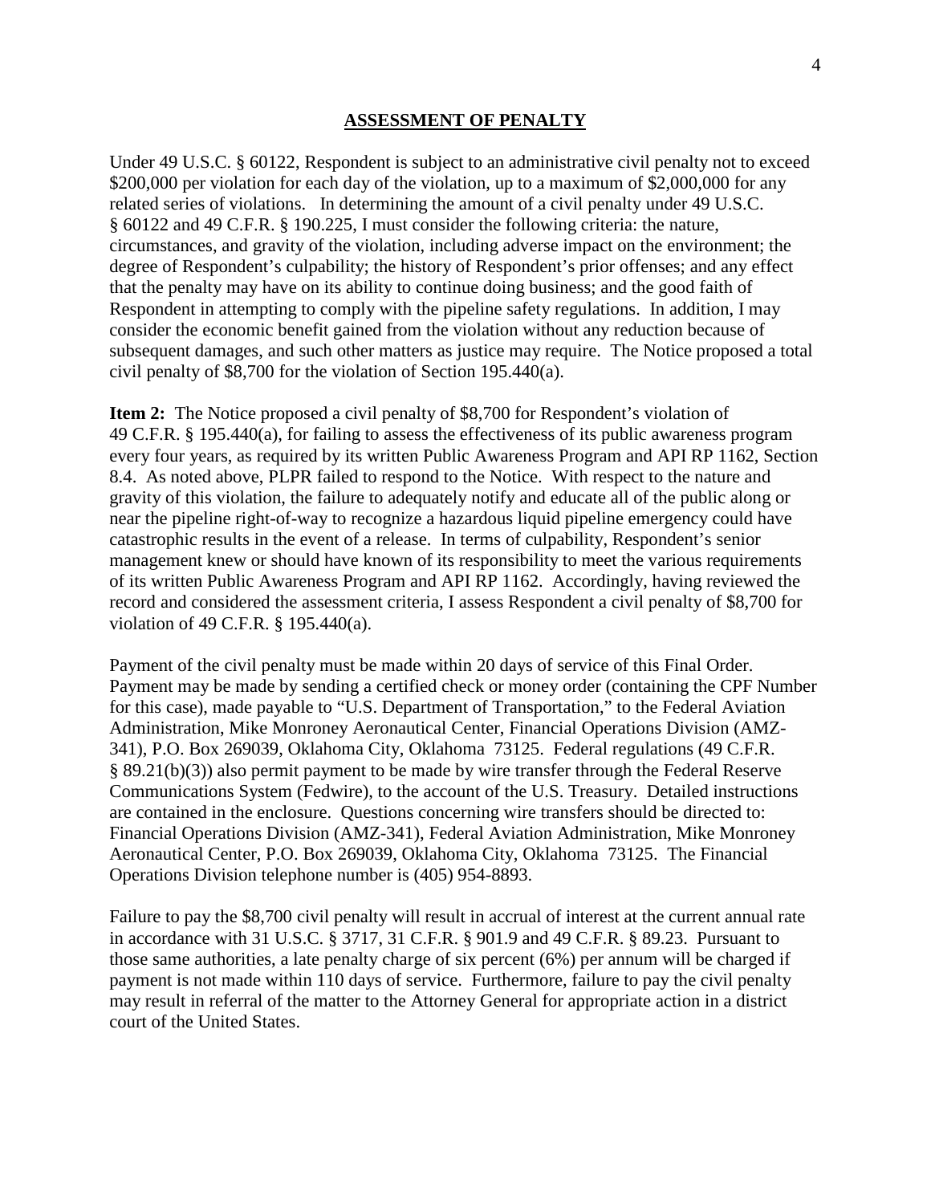## ASSESSMENT OF PENALTY

Under 49 U.S.C. § 60122, Respondent is subject to an administrative civil penalty not to exceed $200,000 per violation for each day of the violation, up to a maximum of $2,000,000 for any related series of violations. In determining the amount of a civil penalty under 49 U.S.C. § 60122 and 49 C.F.R. § 190.225, I must consider the following criteria: the nature, circumstances, and gravity of the violation, including adverse impact on the environment; the degree of Respondent's culpability; the history of Respondent's prior offenses; and any effect that the penalty may have on its ability to continue doing business; and the good faith of Respondent in attempting to comply with the pipeline safety regulations. In addition, I may consider the economic benefit gained from the violation without any reduction because of subsequent damages, and such other matters as justice may require. The Notice proposed a total civil penalty of $8,700 for the violation of Section 195.440(a).

**Item 2:** The Notice proposed a civil penalty of $8,700 for Respondent's violation of 49 C.F.R. § 195.440(a), for failing to assess the effectiveness of its public awareness program every four years, as required by its written Public Awareness Program and API RP 1162, Section 8.4. As noted above, PLPR failed to respond to the Notice. With respect to the nature and gravity of this violation, the failure to adequately notify and educate all of the public along or near the pipeline right-of-way to recognize a hazardous liquid pipeline emergency could have catastrophic results in the event of a release. In terms of culpability, Respondent's senior management knew or should have known of its responsibility to meet the various requirements of its written Public Awareness Program and API RP 1162. Accordingly, having reviewed the record and considered the assessment criteria, I assess Respondent a civil penalty of $8,700 for violation of 49 C.F.R. § 195.440(a).

Payment of the civil penalty must be made within 20 days of service of this Final Order. Payment may be made by sending a certified check or money order (containing the CPF Number for this case), made payable to "U.S. Department of Transportation," to the Federal Aviation Administration, Mike Monroney Aeronautical Center, Financial Operations Division (AMZ-341), P.O. Box 269039, Oklahoma City, Oklahoma 73125. Federal regulations (49 C.F.R. § 89.21(b)(3)) also permit payment to be made by wire transfer through the Federal Reserve Communications System (Fedwire), to the account of the U.S. Treasury. Detailed instructions are contained in the enclosure. Questions concerning wire transfers should be directed to: Financial Operations Division (AMZ-341), Federal Aviation Administration, Mike Monroney Aeronautical Center, P.O. Box 269039, Oklahoma City, Oklahoma 73125. The Financial Operations Division telephone number is (405) 954-8893.

Failure to pay the $8,700 civil penalty will result in accrual of interest at the current annual rate in accordance with 31 U.S.C. § 3717, 31 C.F.R. § 901.9 and 49 C.F.R. § 89.23. Pursuant to those same authorities, a late penalty charge of six percent (6%) per annum will be charged if payment is not made within 110 days of service. Furthermore, failure to pay the civil penalty may result in referral of the matter to the Attorney General for appropriate action in a district court of the United States.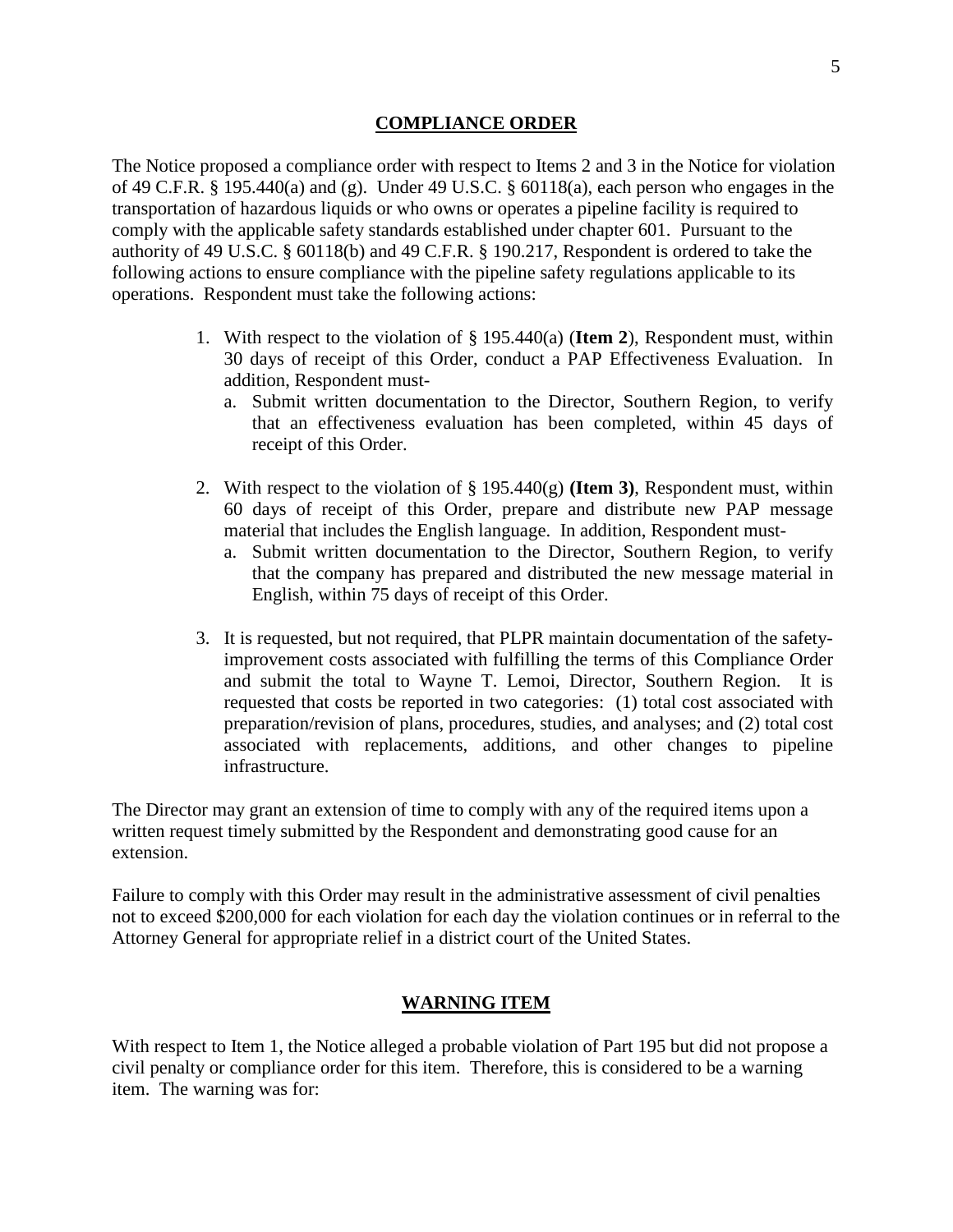## COMPLIANCE ORDER

The Notice proposed a compliance order with respect to Items 2 and 3 in the Notice for violation of 49 C.F.R. § 195.440(a) and (g). Under 49 U.S.C. § 60118(a), each person who engages in the transportation of hazardous liquids or who owns or operates a pipeline facility is required to comply with the applicable safety standards established under chapter 601. Pursuant to the authority of 49 U.S.C. § 60118(b) and 49 C.F.R. § 190.217, Respondent is ordered to take the following actions to ensure compliance with the pipeline safety regulations applicable to its operations. Respondent must take the following actions:

1. With respect to the violation of § 195.440(a) (**Item 2**), Respondent must, within 30 days of receipt of this Order, conduct a PAP Effectiveness Evaluation. In addition, Respondent must-
   a. Submit written documentation to the Director, Southern Region, to verify that an effectiveness evaluation has been completed, within 45 days of receipt of this Order.

2. With respect to the violation of § 195.440(g) **(Item 3)**, Respondent must, within 60 days of receipt of this Order, prepare and distribute new PAP message material that includes the English language. In addition, Respondent must-
   a. Submit written documentation to the Director, Southern Region, to verify that the company has prepared and distributed the new message material in English, within 75 days of receipt of this Order.

3. It is requested, but not required, that PLPR maintain documentation of the safety-improvement costs associated with fulfilling the terms of this Compliance Order and submit the total to Wayne T. Lemoi, Director, Southern Region. It is requested that costs be reported in two categories: (1) total cost associated with preparation/revision of plans, procedures, studies, and analyses; and (2) total cost associated with replacements, additions, and other changes to pipeline infrastructure.

The Director may grant an extension of time to comply with any of the required items upon a written request timely submitted by the Respondent and demonstrating good cause for an extension.

Failure to comply with this Order may result in the administrative assessment of civil penalties not to exceed $200,000 for each violation for each day the violation continues or in referral to the Attorney General for appropriate relief in a district court of the United States.

## WARNING ITEM

With respect to Item 1, the Notice alleged a probable violation of Part 195 but did not propose a civil penalty or compliance order for this item. Therefore, this is considered to be a warning item. The warning was for: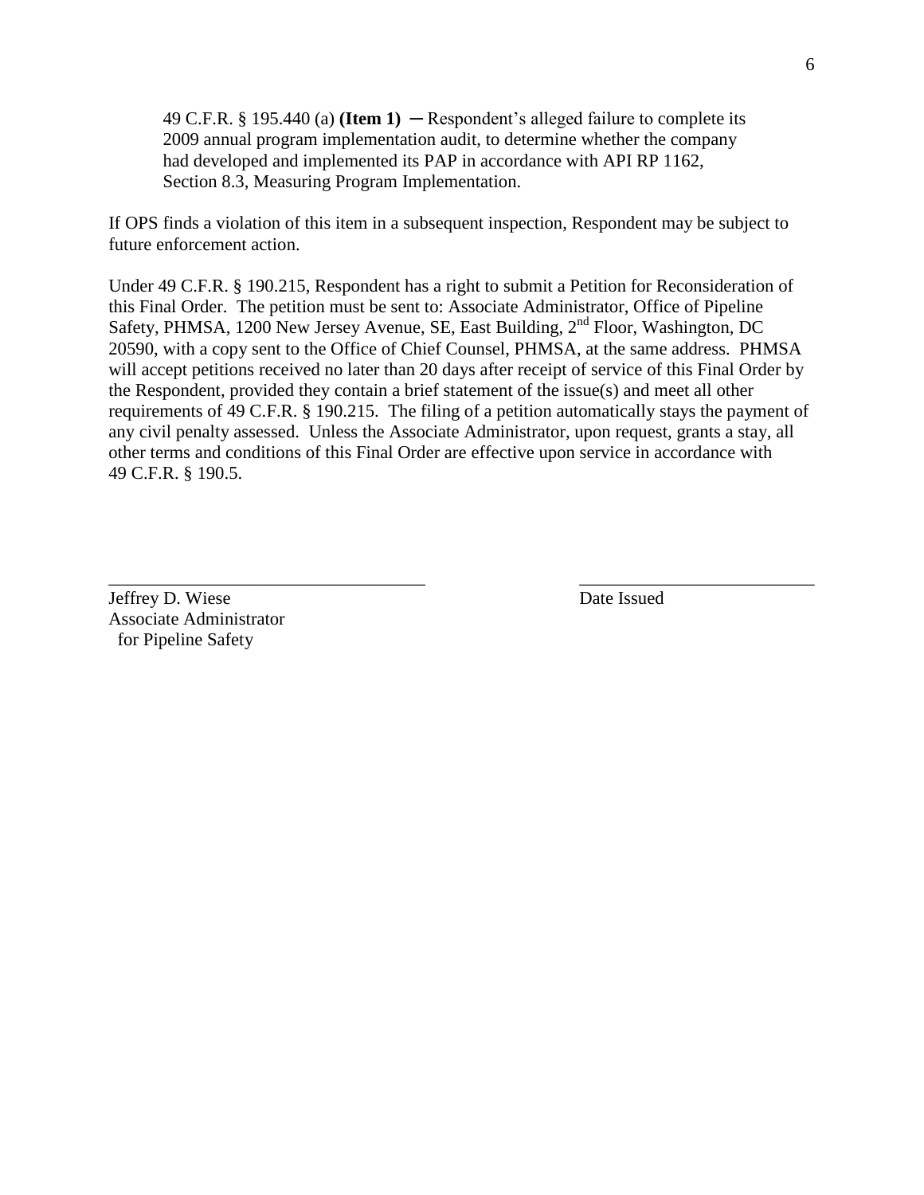> 49 C.F.R. § 195.440 (a) **(Item 1)** ─ Respondent's alleged failure to complete its 2009 annual program implementation audit, to determine whether the company had developed and implemented its PAP in accordance with API RP 1162, Section 8.3, Measuring Program Implementation.

If OPS finds a violation of this item in a subsequent inspection, Respondent may be subject to future enforcement action.

Under 49 C.F.R. § 190.215, Respondent has a right to submit a Petition for Reconsideration of this Final Order. The petition must be sent to: Associate Administrator, Office of Pipeline Safety, PHMSA, 1200 New Jersey Avenue, SE, East Building, 2nd Floor, Washington, DC 20590, with a copy sent to the Office of Chief Counsel, PHMSA, at the same address. PHMSA will accept petitions received no later than 20 days after receipt of service of this Final Order by the Respondent, provided they contain a brief statement of the issue(s) and meet all other requirements of 49 C.F.R. § 190.215. The filing of a petition automatically stays the payment of any civil penalty assessed. Unless the Associate Administrator, upon request, grants a stay, all other terms and conditions of this Final Order are effective upon service in accordance with 49 C.F.R. § 190.5.

\_\_\_\_\_\_\_\_\_\_\_\_\_\_\_\_\_\_\_\_\_\_\_\_\_\_\_\_\_\_\_\_\_\_\_\_
Jeffrey D. Wiese
Associate Administrator
for Pipeline Safety

\_\_\_\_\_\_\_\_\_\_\_\_\_\_\_\_\_\_\_\_\_\_\_\_\_\_\_
Date Issued